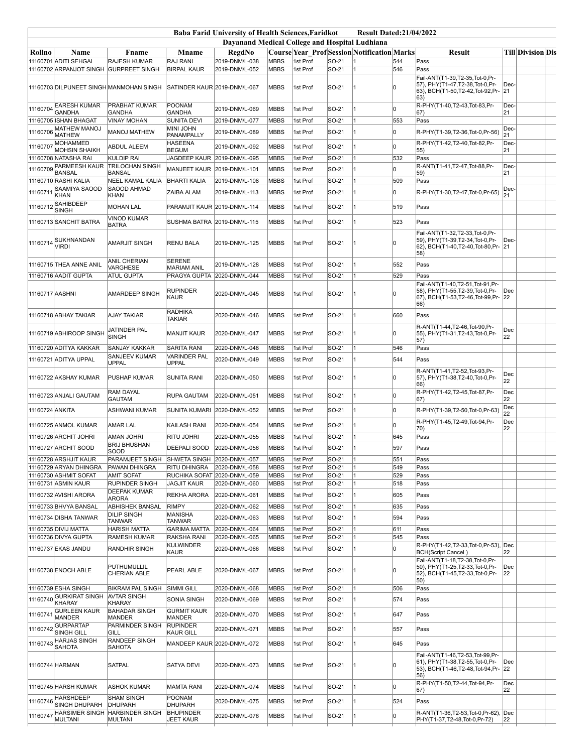**Baba Farid University of Health Sciences,Faridkot    Result Dated:21/04/2022**

**Dayanand Medical College and Hospital Ludhiana**

| Rollno | Name | Fname | Mname | RegdNo | Course | Year_Prof | Session | Notification | Marks | Result | Till | Division | Dis |
|---|---|---|---|---|---|---|---|---|---|---|---|---|---|
| 11160701 | ADITI SEHGAL | RAJESH KUMAR | RAJ RANI | 2019-DNM/L-038 | MBBS | 1st Prof | SO-21 | 1 | 544 | Pass | | | |
| 11160702 | ARPANJOT SINGH | GURPREET SINGH | BIRPAL KAUR | 2019-DNM/L-052 | MBBS | 1st Prof | SO-21 | 1 | 546 | Pass | | | |
| 11160703 | DILPUNEET SINGH | MANMOHAN SINGH | SATINDER KAUR | 2019-DNM/L-067 | MBBS | 1st Prof | SO-21 | 1 | 0 | Fail-ANT(T1-39,T2-35,Tot-0,Pr-57), PHY(T1-47,T2-38,Tot-0,Pr-63), BCH(T1-50,T2-42,Tot-92,Pr-63) | Dec-21 | | |
| 11160704 | EARESH KUMAR GANDHA | PRABHAT KUMAR GANDHA | POONAM GANDHA | 2019-DNM/L-069 | MBBS | 1st Prof | SO-21 | 1 | 0 | R-PHY(T1-40,T2-43,Tot-83,Pr-67) | Dec-21 | | |
| 11160705 | ISHAN BHAGAT | VINAY MOHAN | SUNITA DEVI | 2019-DNM/L-077 | MBBS | 1st Prof | SO-21 | 1 | 553 | Pass | | | |
| 11160706 | MATHEW MANOJ MATHEW | MANOJ MATHEW | MINI JOHN PANAMPALLY | 2019-DNM/L-089 | MBBS | 1st Prof | SO-21 | 1 | 0 | R-PHY(T1-39,T2-36,Tot-0,Pr-56) | Dec-21 | | |
| 11160707 | MOHAMMED MOHSIN SHAIKH | ABDUL ALEEM | HASEENA BEGUM | 2019-DNM/L-092 | MBBS | 1st Prof | SO-21 | 1 | 0 | R-PHY(T1-42,T2-40,Tot-82,Pr-55) | Dec-21 | | |
| 11160708 | NATASHA RAI | KULDIP RAI | JAGDEEP KAUR | 2019-DNM/L-095 | MBBS | 1st Prof | SO-21 | 1 | 532 | Pass | | | |
| 11160709 | PARMEESH KAUR BANSAL | TRILOCHAN SINGH BANSAL | MANJEET KAUR | 2019-DNM/L-101 | MBBS | 1st Prof | SO-21 | 1 | 0 | R-ANT(T1-41,T2-47,Tot-88,Pr-59) | Dec-21 | | |
| 11160710 | RASHI KALIA | NEEL KAMAL KALIA | BHARTI KALIA | 2019-DNM/L-108 | MBBS | 1st Prof | SO-21 | 1 | 509 | Pass | | | |
| 11160711 | SAAMIYA SAOOD KHAN | SAOOD AHMAD KHAN | ZAIBA ALAM | 2019-DNM/L-113 | MBBS | 1st Prof | SO-21 | 1 | 0 | R-PHY(T1-30,T2-47,Tot-0,Pr-65) | Dec-21 | | |
| 11160712 | SAHIBDEEP SINGH | MOHAN LAL | PARAMJIT KAUR | 2019-DNM/L-114 | MBBS | 1st Prof | SO-21 | 1 | 519 | Pass | | | |
| 11160713 | SANCHIT BATRA | VINOD KUMAR BATRA | SUSHMA BATRA | 2019-DNM/L-115 | MBBS | 1st Prof | SO-21 | 1 | 523 | Pass | | | |
| 11160714 | SUKHNANDAN VIRDI | AMARJIT SINGH | RENU BALA | 2019-DNM/L-125 | MBBS | 1st Prof | SO-21 | 1 | 0 | Fail-ANT(T1-32,T2-33,Tot-0,Pr-59), PHY(T1-39,T2-34,Tot-0,Pr-62), BCH(T1-40,T2-40,Tot-80,Pr-58) | Dec-21 | | |
| 11160715 | THEA ANNE ANIL | ANIL CHERIAN VARGHESE | SERENE MARIAM ANIL | 2019-DNM/L-128 | MBBS | 1st Prof | SO-21 | 1 | 552 | Pass | | | |
| 11160716 | AADIT GUPTA | ATUL GUPTA | PRAGYA GUPTA | 2020-DNM/L-044 | MBBS | 1st Prof | SO-21 | 1 | 529 | Pass | | | |
| 11160717 | AASHNI | AMARDEEP SINGH | RUPINDER KAUR | 2020-DNM/L-045 | MBBS | 1st Prof | SO-21 | 1 | 0 | Fail-ANT(T1-40,T2-51,Tot-91,Pr-58), PHY(T1-55,T2-39,Tot-0,Pr-67), BCH(T1-53,T2-46,Tot-99,Pr-66) | Dec 22 | | |
| 11160718 | ABHAY TAKIAR | AJAY TAKIAR | RADHIKA TAKIAR | 2020-DNM/L-046 | MBBS | 1st Prof | SO-21 | 1 | 660 | Pass | | | |
| 11160719 | ABHIROOP SINGH | JATINDER PAL SINGH | MANJIT KAUR | 2020-DNM/L-047 | MBBS | 1st Prof | SO-21 | 1 | 0 | R-ANT(T1-44,T2-46,Tot-90,Pr-55), PHY(T1-31,T2-43,Tot-0,Pr-57) | Dec 22 | | |
| 11160720 | ADITYA KAKKAR | SANJAY KAKKAR | SARITA RANI | 2020-DNM/L-048 | MBBS | 1st Prof | SO-21 | 1 | 546 | Pass | | | |
| 11160721 | ADITYA UPPAL | SANJEEV KUMAR UPPAL | VARINDER PAL UPPAL | 2020-DNM/L-049 | MBBS | 1st Prof | SO-21 | 1 | 544 | Pass | | | |
| 11160722 | AKSHAY KUMAR | PUSHAP KUMAR | SUNITA RANI | 2020-DNM/L-050 | MBBS | 1st Prof | SO-21 | 1 | 0 | R-ANT(T1-41,T2-52,Tot-93,Pr-57), PHY(T1-38,T2-40,Tot-0,Pr-66) | Dec 22 | | |
| 11160723 | ANJALI GAUTAM | RAM DAYAL GAUTAM | RUPA GAUTAM | 2020-DNM/L-051 | MBBS | 1st Prof | SO-21 | 1 | 0 | R-PHY(T1-42,T2-45,Tot-87,Pr-67) | Dec 22 | | |
| 11160724 | ANKITA | ASHWANI KUMAR | SUNITA KUMARI | 2020-DNM/L-052 | MBBS | 1st Prof | SO-21 | 1 | 0 | R-PHY(T1-39,T2-50,Tot-0,Pr-63) | Dec 22 | | |
| 11160725 | ANMOL KUMAR | AMAR LAL | KAILASH RANI | 2020-DNM/L-054 | MBBS | 1st Prof | SO-21 | 1 | 0 | R-PHY(T1-45,T2-49,Tot-94,Pr-70) | Dec 22 | | |
| 11160726 | ARCHIT JOHRI | AMAN JOHRI | RITU JOHRI | 2020-DNM/L-055 | MBBS | 1st Prof | SO-21 | 1 | 645 | Pass | | | |
| 11160727 | ARCHIT SOOD | BRIJ BHUSHAN SOOD | DEEPALI SOOD | 2020-DNM/L-056 | MBBS | 1st Prof | SO-21 | 1 | 597 | Pass | | | |
| 11160728 | ARSHJIT KAUR | PARAMJEET SINGH | SHWETA SINGH | 2020-DNM/L-057 | MBBS | 1st Prof | SO-21 | 1 | 551 | Pass | | | |
| 11160729 | ARYAN DHINGRA | PAWAN DHINGRA | RITU DHINGRA | 2020-DNM/L-058 | MBBS | 1st Prof | SO-21 | 1 | 549 | Pass | | | |
| 11160730 | ASHMIT SOFAT | AMIT SOFAT | RUCHIKA SOFAT | 2020-DNM/L-059 | MBBS | 1st Prof | SO-21 | 1 | 529 | Pass | | | |
| 11160731 | ASMIN KAUR | RUPINDER SINGH | JAGJIT KAUR | 2020-DNM/L-060 | MBBS | 1st Prof | SO-21 | 1 | 518 | Pass | | | |
| 11160732 | AVISHI ARORA | DEEPAK KUMAR ARORA | REKHA ARORA | 2020-DNM/L-061 | MBBS | 1st Prof | SO-21 | 1 | 605 | Pass | | | |
| 11160733 | BHVYA BANSAL | ABHISHEK BANSAL | RIMPY | 2020-DNM/L-062 | MBBS | 1st Prof | SO-21 | 1 | 635 | Pass | | | |
| 11160734 | DISHA TANWAR | DILIP SINGH TANWAR | MANISHA TANWAR | 2020-DNM/L-063 | MBBS | 1st Prof | SO-21 | 1 | 594 | Pass | | | |
| 11160735 | DIVIJ MATTA | HARISH MATTA | GARIMA MATTA | 2020-DNM/L-064 | MBBS | 1st Prof | SO-21 | 1 | 611 | Pass | | | |
| 11160736 | DIVYA GUPTA | RAMESH KUMAR | RAKSHA RANI | 2020-DNM/L-065 | MBBS | 1st Prof | SO-21 | 1 | 545 | Pass | | | |
| 11160737 | EKAS JANDU | RANDHIR SINGH | KULWINDER KAUR | 2020-DNM/L-066 | MBBS | 1st Prof | SO-21 | 1 | 0 | R-PHY(T1-42,T2-33,Tot-0,Pr-53), BCH(Script Cancel ) | Dec 22 | | |
| 11160738 | ENOCH ABLE | PUTHUMULLIL CHERIAN ABLE | PEARL ABLE | 2020-DNM/L-067 | MBBS | 1st Prof | SO-21 | 1 | 0 | Fail-ANT(T1-18,T2-38,Tot-0,Pr-50), PHY(T1-25,T2-33,Tot-0,Pr-52), BCH(T1-45,T2-33,Tot-0,Pr-50) | Dec 22 | | |
| 11160739 | ESHA SINGH | BIKRAM PAL SINGH | SIMMI GILL | 2020-DNM/L-068 | MBBS | 1st Prof | SO-21 | 1 | 506 | Pass | | | |
| 11160740 | GURKIRAT SINGH KHARAY | AVTAR SINGH KHARAY | SONIA SINGH | 2020-DNM/L-069 | MBBS | 1st Prof | SO-21 | 1 | 574 | Pass | | | |
| 11160741 | GURLEEN KAUR MANDER | BAHADAR SINGH MANDER | GURMIT KAUR MANDER | 2020-DNM/L-070 | MBBS | 1st Prof | SO-21 | 1 | 647 | Pass | | | |
| 11160742 | GURPARTAP SINGH GILL | PARMINDER SINGH GILL | RUPINDER KAUR GILL | 2020-DNM/L-071 | MBBS | 1st Prof | SO-21 | 1 | 557 | Pass | | | |
| 11160743 | HARJAS SINGH SAHOTA | RANDEEP SINGH SAHOTA | MANDEEP KAUR | 2020-DNM/L-072 | MBBS | 1st Prof | SO-21 | 1 | 645 | Pass | | | |
| 11160744 | HARMAN | SATPAL | SATYA DEVI | 2020-DNM/L-073 | MBBS | 1st Prof | SO-21 | 1 | 0 | Fail-ANT(T1-46,T2-53,Tot-99,Pr-61), PHY(T1-38,T2-55,Tot-0,Pr-53), BCH(T1-46,T2-48,Tot-94,Pr-56) | Dec 22 | | |
| 11160745 | HARSH KUMAR | ASHOK KUMAR | MAMTA RANI | 2020-DNM/L-074 | MBBS | 1st Prof | SO-21 | 1 | 0 | R-PHY(T1-50,T2-44,Tot-94,Pr-67) | Dec 22 | | |
| 11160746 | HARSHDEEP SINGH DHUPARH | SHAM SINGH DHUPARH | POONAM DHUPARH | 2020-DNM/L-075 | MBBS | 1st Prof | SO-21 | 1 | 524 | Pass | | | |
| 11160747 | HARSIMER SINGH MULTANI | HARBINDER SINGH MULTANI | BHUPINDER JEET KAUR | 2020-DNM/L-076 | MBBS | 1st Prof | SO-21 | 1 | 0 | R-ANT(T1-36,T2-53,Tot-0,Pr-62), PHY(T1-37,T2-48,Tot-0,Pr-72) | Dec 22 | | |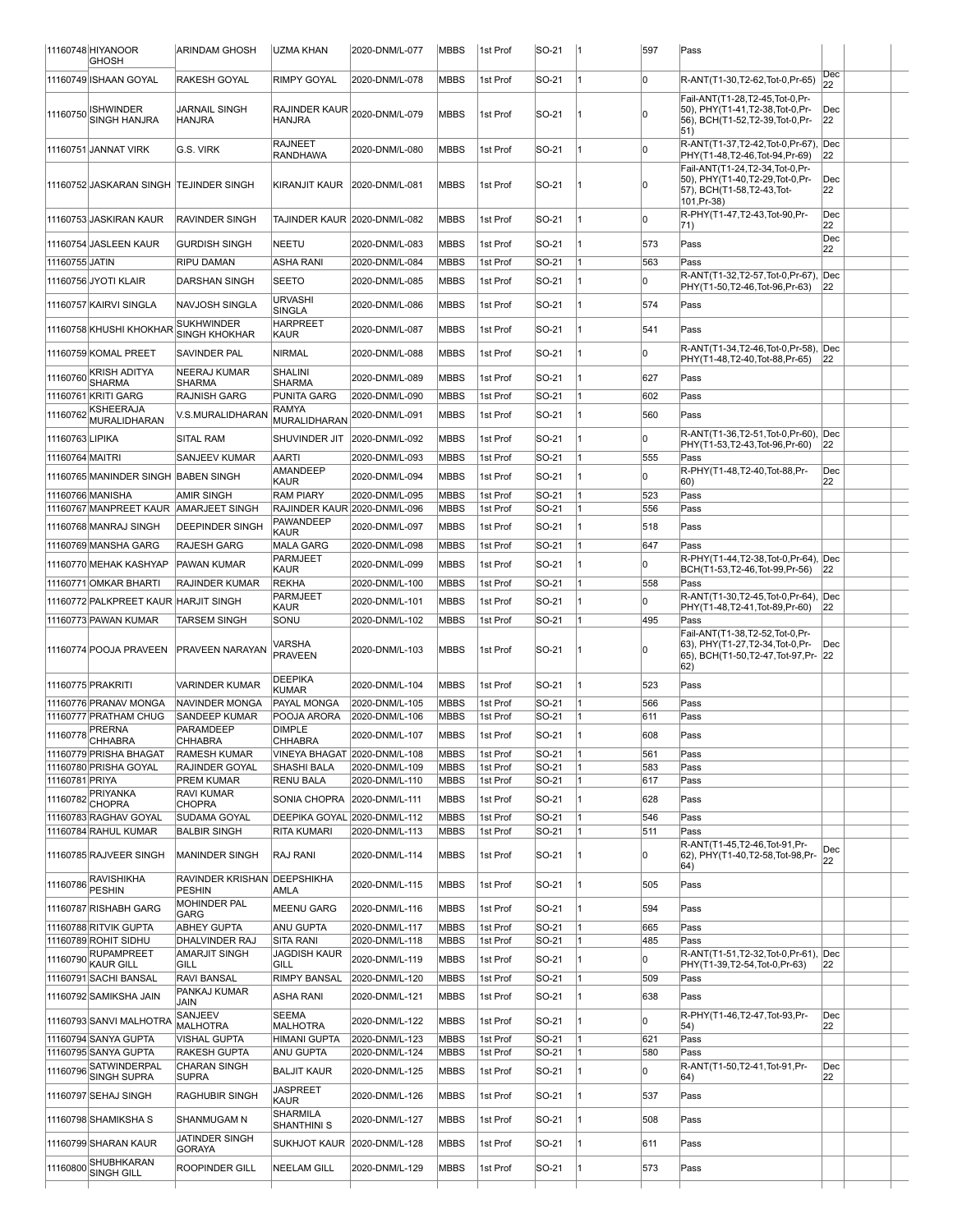| | | | | | | | | | | | | | |
|---|---|---|---|---|---|---|---|---|---|---|---|---|---|
| 11160748 | HIYANOOR GHOSH | ARINDAM GHOSH | UZMA KHAN | 2020-DNM/L-077 | MBBS | 1st Prof | SO-21 | 1 | 597 | Pass | | | |
| 11160749 | ISHAAN GOYAL | RAKESH GOYAL | RIMPY GOYAL | 2020-DNM/L-078 | MBBS | 1st Prof | SO-21 | 1 | 0 | R-ANT(T1-30,T2-62,Tot-0,Pr-65) | Dec 22 | | |
| 11160750 | ISHWINDER SINGH HANJRA | JARNAIL SINGH HANJRA | RAJINDER KAUR HANJRA | 2020-DNM/L-079 | MBBS | 1st Prof | SO-21 | 1 | 0 | Fail-ANT(T1-28,T2-45,Tot-0,Pr-50), PHY(T1-41,T2-38,Tot-0,Pr-56), BCH(T1-52,T2-39,Tot-0,Pr-51) | Dec 22 | | |
| 11160751 | JANNAT VIRK | G.S. VIRK | RAJNEET RANDHAWA | 2020-DNM/L-080 | MBBS | 1st Prof | SO-21 | 1 | 0 | R-ANT(T1-37,T2-42,Tot-0,Pr-67), PHY(T1-48,T2-46,Tot-94,Pr-69) | Dec 22 | | |
| 11160752 | JASKARAN SINGH | TEJINDER SINGH | KIRANJIT KAUR | 2020-DNM/L-081 | MBBS | 1st Prof | SO-21 | 1 | 0 | Fail-ANT(T1-24,T2-34,Tot-0,Pr-50), PHY(T1-40,T2-29,Tot-0,Pr-57), BCH(T1-58,T2-43,Tot-101,Pr-38) | Dec 22 | | |
| 11160753 | JASKIRAN KAUR | RAVINDER SINGH | TAJINDER KAUR | 2020-DNM/L-082 | MBBS | 1st Prof | SO-21 | 1 | 0 | R-PHY(T1-47,T2-43,Tot-90,Pr-71) | Dec 22 | | |
| 11160754 | JASLEEN KAUR | GURDISH SINGH | NEETU | 2020-DNM/L-083 | MBBS | 1st Prof | SO-21 | 1 | 573 | Pass | Dec 22 | | |
| 11160755 | JATIN | RIPU DAMAN | ASHA RANI | 2020-DNM/L-084 | MBBS | 1st Prof | SO-21 | 1 | 563 | Pass | | | |
| 11160756 | JYOTI KLAIR | DARSHAN SINGH | SEETO | 2020-DNM/L-085 | MBBS | 1st Prof | SO-21 | 1 | 0 | R-ANT(T1-32,T2-57,Tot-0,Pr-67), PHY(T1-50,T2-46,Tot-96,Pr-63) | Dec 22 | | |
| 11160757 | KAIRVI SINGLA | NAVJOSH SINGLA | URVASHI SINGLA | 2020-DNM/L-086 | MBBS | 1st Prof | SO-21 | 1 | 574 | Pass | | | |
| 11160758 | KHUSHI KHOKHAR | SUKHWINDER SINGH KHOKHAR | HARPREET KAUR | 2020-DNM/L-087 | MBBS | 1st Prof | SO-21 | 1 | 541 | Pass | | | |
| 11160759 | KOMAL PREET | SAVINDER PAL | NIRMAL | 2020-DNM/L-088 | MBBS | 1st Prof | SO-21 | 1 | 0 | R-ANT(T1-34,T2-46,Tot-0,Pr-58), PHY(T1-48,T2-40,Tot-88,Pr-65) | Dec 22 | | |
| 11160760 | KRISH ADITYA SHARMA | NEERAJ KUMAR SHARMA | SHALINI SHARMA | 2020-DNM/L-089 | MBBS | 1st Prof | SO-21 | 1 | 627 | Pass | | | |
| 11160761 | KRITI GARG | RAJNISH GARG | PUNITA GARG | 2020-DNM/L-090 | MBBS | 1st Prof | SO-21 | 1 | 602 | Pass | | | |
| 11160762 | KSHEERAJA MURALIDHARAN | V.S.MURALIDHARAN | RAMYA MURALIDHARAN | 2020-DNM/L-091 | MBBS | 1st Prof | SO-21 | 1 | 560 | Pass | | | |
| 11160763 | LIPIKA | SITAL RAM | SHUVINDER JIT | 2020-DNM/L-092 | MBBS | 1st Prof | SO-21 | 1 | 0 | R-ANT(T1-36,T2-51,Tot-0,Pr-60), PHY(T1-53,T2-43,Tot-96,Pr-60) | Dec 22 | | |
| 11160764 | MAITRI | SANJEEV KUMAR | AARTI | 2020-DNM/L-093 | MBBS | 1st Prof | SO-21 | 1 | 555 | Pass | | | |
| 11160765 | MANINDER SINGH | BABEN SINGH | AMANDEEP KAUR | 2020-DNM/L-094 | MBBS | 1st Prof | SO-21 | 1 | 0 | R-PHY(T1-48,T2-40,Tot-88,Pr-60) | Dec 22 | | |
| 11160766 | MANISHA | AMIR SINGH | RAM PIARY | 2020-DNM/L-095 | MBBS | 1st Prof | SO-21 | 1 | 523 | Pass | | | |
| 11160767 | MANPREET KAUR | AMARJEET SINGH | RAJINDER KAUR | 2020-DNM/L-096 | MBBS | 1st Prof | SO-21 | 1 | 556 | Pass | | | |
| 11160768 | MANRAJ SINGH | DEEPINDER SINGH | PAWANDEEP KAUR | 2020-DNM/L-097 | MBBS | 1st Prof | SO-21 | 1 | 518 | Pass | | | |
| 11160769 | MANSHA GARG | RAJESH GARG | MALA GARG | 2020-DNM/L-098 | MBBS | 1st Prof | SO-21 | 1 | 647 | Pass | | | |
| 11160770 | MEHAK KASHYAP | PAWAN KUMAR | PARMJEET KAUR | 2020-DNM/L-099 | MBBS | 1st Prof | SO-21 | 1 | 0 | R-PHY(T1-44,T2-38,Tot-0,Pr-64), BCH(T1-53,T2-46,Tot-99,Pr-56) | Dec 22 | | |
| 11160771 | OMKAR BHARTI | RAJINDER KUMAR | REKHA | 2020-DNM/L-100 | MBBS | 1st Prof | SO-21 | 1 | 558 | Pass | | | |
| 11160772 | PALKPREET KAUR | HARJIT SINGH | PARMJEET KAUR | 2020-DNM/L-101 | MBBS | 1st Prof | SO-21 | 1 | 0 | R-ANT(T1-30,T2-45,Tot-0,Pr-64), PHY(T1-48,T2-41,Tot-89,Pr-60) | Dec 22 | | |
| 11160773 | PAWAN KUMAR | TARSEM SINGH | SONU | 2020-DNM/L-102 | MBBS | 1st Prof | SO-21 | 1 | 495 | Pass | | | |
| 11160774 | POOJA PRAVEEN | PRAVEEN NARAYAN | VARSHA PRAVEEN | 2020-DNM/L-103 | MBBS | 1st Prof | SO-21 | 1 | 0 | Fail-ANT(T1-38,T2-52,Tot-0,Pr-63), PHY(T1-27,T2-34,Tot-0,Pr-65), BCH(T1-50,T2-47,Tot-97,Pr-62) | Dec 22 | | |
| 11160775 | PRAKRITI | VARINDER KUMAR | DEEPIKA KUMAR | 2020-DNM/L-104 | MBBS | 1st Prof | SO-21 | 1 | 523 | Pass | | | |
| 11160776 | PRANAV MONGA | NAVINDER MONGA | PAYAL MONGA | 2020-DNM/L-105 | MBBS | 1st Prof | SO-21 | 1 | 566 | Pass | | | |
| 11160777 | PRATHAM CHUG | SANDEEP KUMAR | POOJA ARORA | 2020-DNM/L-106 | MBBS | 1st Prof | SO-21 | 1 | 611 | Pass | | | |
| 11160778 | PRERNA CHHABRA | PARAMDEEP CHHABRA | DIMPLE CHHABRA | 2020-DNM/L-107 | MBBS | 1st Prof | SO-21 | 1 | 608 | Pass | | | |
| 11160779 | PRISHA BHAGAT | RAMESH KUMAR | VINEYA BHAGAT | 2020-DNM/L-108 | MBBS | 1st Prof | SO-21 | 1 | 561 | Pass | | | |
| 11160780 | PRISHA GOYAL | RAJINDER GOYAL | SHASHI BALA | 2020-DNM/L-109 | MBBS | 1st Prof | SO-21 | 1 | 583 | Pass | | | |
| 11160781 | PRIYA | PREM KUMAR | RENU BALA | 2020-DNM/L-110 | MBBS | 1st Prof | SO-21 | 1 | 617 | Pass | | | |
| 11160782 | PRIYANKA CHOPRA | RAVI KUMAR CHOPRA | SONIA CHOPRA | 2020-DNM/L-111 | MBBS | 1st Prof | SO-21 | 1 | 628 | Pass | | | |
| 11160783 | RAGHAV GOYAL | SUDAMA GOYAL | DEEPIKA GOYAL | 2020-DNM/L-112 | MBBS | 1st Prof | SO-21 | 1 | 546 | Pass | | | |
| 11160784 | RAHUL KUMAR | BALBIR SINGH | RITA KUMARI | 2020-DNM/L-113 | MBBS | 1st Prof | SO-21 | 1 | 511 | Pass | | | |
| 11160785 | RAJVEER SINGH | MANINDER SINGH | RAJ RANI | 2020-DNM/L-114 | MBBS | 1st Prof | SO-21 | 1 | 0 | R-ANT(T1-45,T2-46,Tot-91,Pr-62), PHY(T1-40,T2-58,Tot-98,Pr-64) | Dec 22 | | |
| 11160786 | RAVISHIKHA PESHIN | RAVINDER KRISHAN PESHIN | DEEPSHIKHA AMLA | 2020-DNM/L-115 | MBBS | 1st Prof | SO-21 | 1 | 505 | Pass | | | |
| 11160787 | RISHABH GARG | MOHINDER PAL GARG | MEENU GARG | 2020-DNM/L-116 | MBBS | 1st Prof | SO-21 | 1 | 594 | Pass | | | |
| 11160788 | RITVIK GUPTA | ABHEY GUPTA | ANU GUPTA | 2020-DNM/L-117 | MBBS | 1st Prof | SO-21 | 1 | 665 | Pass | | | |
| 11160789 | ROHIT SIDHU | DHALVINDER RAJ | SITA RANI | 2020-DNM/L-118 | MBBS | 1st Prof | SO-21 | 1 | 485 | Pass | | | |
| 11160790 | RUPAMPREET KAUR GILL | AMARJIT SINGH GILL | JAGDISH KAUR GILL | 2020-DNM/L-119 | MBBS | 1st Prof | SO-21 | 1 | 0 | R-ANT(T1-51,T2-32,Tot-0,Pr-61), PHY(T1-39,T2-54,Tot-0,Pr-63) | Dec 22 | | |
| 11160791 | SACHI BANSAL | RAVI BANSAL | RIMPY BANSAL | 2020-DNM/L-120 | MBBS | 1st Prof | SO-21 | 1 | 509 | Pass | | | |
| 11160792 | SAMIKSHA JAIN | PANKAJ KUMAR JAIN | ASHA RANI | 2020-DNM/L-121 | MBBS | 1st Prof | SO-21 | 1 | 638 | Pass | | | |
| 11160793 | SANVI MALHOTRA | SANJEEV MALHOTRA | SEEMA MALHOTRA | 2020-DNM/L-122 | MBBS | 1st Prof | SO-21 | 1 | 0 | R-PHY(T1-46,T2-47,Tot-93,Pr-54) | Dec 22 | | |
| 11160794 | SANYA GUPTA | VISHAL GUPTA | HIMANI GUPTA | 2020-DNM/L-123 | MBBS | 1st Prof | SO-21 | 1 | 621 | Pass | | | |
| 11160795 | SANYA GUPTA | RAKESH GUPTA | ANU GUPTA | 2020-DNM/L-124 | MBBS | 1st Prof | SO-21 | 1 | 580 | Pass | | | |
| 11160796 | SATWINDERPAL SINGH SUPRA | CHARAN SINGH SUPRA | BALJIT KAUR | 2020-DNM/L-125 | MBBS | 1st Prof | SO-21 | 1 | 0 | R-ANT(T1-50,T2-41,Tot-91,Pr-64) | Dec 22 | | |
| 11160797 | SEHAJ SINGH | RAGHUBIR SINGH | JASPREET KAUR | 2020-DNM/L-126 | MBBS | 1st Prof | SO-21 | 1 | 537 | Pass | | | |
| 11160798 | SHAMIKSHA S | SHANMUGAM N | SHARMILA SHANTHINI S | 2020-DNM/L-127 | MBBS | 1st Prof | SO-21 | 1 | 508 | Pass | | | |
| 11160799 | SHARAN KAUR | JATINDER SINGH GORAYA | SUKHJOT KAUR | 2020-DNM/L-128 | MBBS | 1st Prof | SO-21 | 1 | 611 | Pass | | | |
| 11160800 | SHUBHKARAN SINGH GILL | ROOPINDER GILL | NEELAM GILL | 2020-DNM/L-129 | MBBS | 1st Prof | SO-21 | 1 | 573 | Pass | | | |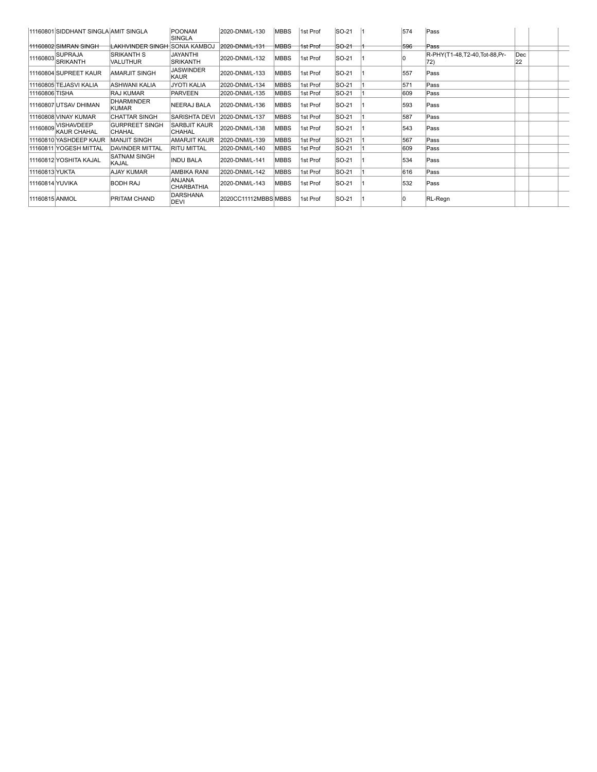| | | | | | | | | | | | | | |
|---|---|---|---|---|---|---|---|---|---|---|---|---|---|
| 11160801 | SIDDHANT SINGLA | AMIT SINGLA | POONAM SINGLA | 2020-DNM/L-130 | MBBS | 1st Prof | SO-21 | 1 | 574 | Pass | | | |
| ~~11160802~~ | ~~SIMRAN SINGH~~ | ~~LAKHVINDER SINGH~~ | ~~SONIA KAMBOJ~~ | ~~2020-DNM/L-131~~ | ~~MBBS~~ | ~~1st Prof~~ | ~~SO-21~~ | ~~1~~ | ~~596~~ | ~~Pass~~ | | | |
| 11160803 | SUPRAJA SRIKANTH | SRIKANTH S VALUTHUR | JAYANTHI SRIKANTH | 2020-DNM/L-132 | MBBS | 1st Prof | SO-21 | 1 | 0 | R-PHY(T1-48,T2-40,Tot-88,Pr-72) | Dec 22 | | |
| 11160804 | SUPREET KAUR | AMARJIT SINGH | JASWINDER KAUR | 2020-DNM/L-133 | MBBS | 1st Prof | SO-21 | 1 | 557 | Pass | | | |
| 11160805 | TEJASVI KALIA | ASHWANI KALIA | JYOTI KALIA | 2020-DNM/L-134 | MBBS | 1st Prof | SO-21 | 1 | 571 | Pass | | | |
| 11160806 | TISHA | RAJ KUMAR | PARVEEN | 2020-DNM/L-135 | MBBS | 1st Prof | SO-21 | 1 | 609 | Pass | | | |
| 11160807 | UTSAV DHIMAN | DHARMINDER KUMAR | NEERAJ BALA | 2020-DNM/L-136 | MBBS | 1st Prof | SO-21 | 1 | 593 | Pass | | | |
| 11160808 | VINAY KUMAR | CHATTAR SINGH | SARISHTA DEVI | 2020-DNM/L-137 | MBBS | 1st Prof | SO-21 | 1 | 587 | Pass | | | |
| 11160809 | VISHAVDEEP KAUR CHAHAL | GURPREET SINGH CHAHAL | SARBJIT KAUR CHAHAL | 2020-DNM/L-138 | MBBS | 1st Prof | SO-21 | 1 | 543 | Pass | | | |
| 11160810 | YASHDEEP KAUR | MANJIT SINGH | AMARJIT KAUR | 2020-DNM/L-139 | MBBS | 1st Prof | SO-21 | 1 | 567 | Pass | | | |
| 11160811 | YOGESH MITTAL | DAVINDER MITTAL | RITU MITTAL | 2020-DNM/L-140 | MBBS | 1st Prof | SO-21 | 1 | 609 | Pass | | | |
| 11160812 | YOSHITA KAJAL | SATNAM SINGH KAJAL | INDU BALA | 2020-DNM/L-141 | MBBS | 1st Prof | SO-21 | 1 | 534 | Pass | | | |
| 11160813 | YUKTA | AJAY KUMAR | AMBIKA RANI | 2020-DNM/L-142 | MBBS | 1st Prof | SO-21 | 1 | 616 | Pass | | | |
| 11160814 | YUVIKA | BODH RAJ | ANJANA CHARBATHIA | 2020-DNM/L-143 | MBBS | 1st Prof | SO-21 | 1 | 532 | Pass | | | |
| 11160815 | ANMOL | PRITAM CHAND | DARSHANA DEVI | 2020CC11112MBBS | MBBS | 1st Prof | SO-21 | 1 | 0 | RL-Regn | | | |